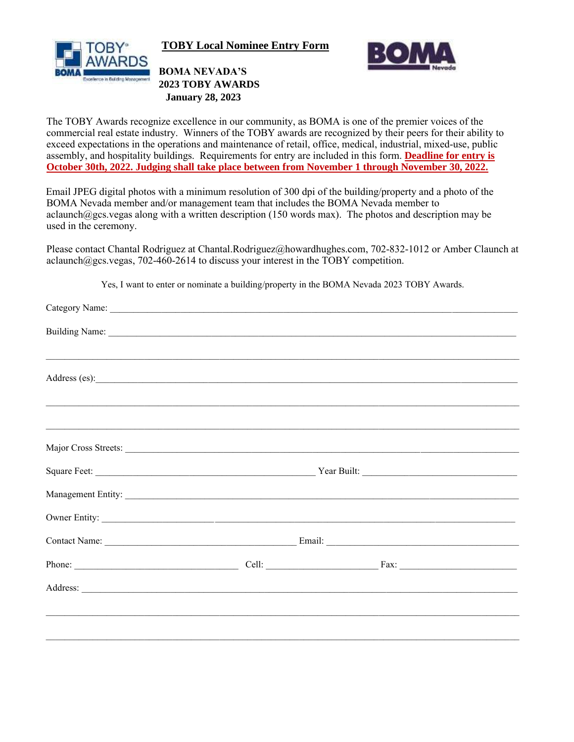# TOBY Local Nominee Entry Form

**BOMA NEVADA'S**
**2023 TOBY AWARDS**
**January 28, 2023**

The TOBY Awards recognize excellence in our community, as BOMA is one of the premier voices of the commercial real estate industry. Winners of the TOBY awards are recognized by their peers for their ability to exceed expectations in the operations and maintenance of retail, office, medical, industrial, mixed-use, public assembly, and hospitality buildings. Requirements for entry are included in this form. **Deadline for entry is October 30th, 2022. Judging shall take place between from November 1 through November 30, 2022.**

Email JPEG digital photos with a minimum resolution of 300 dpi of the building/property and a photo of the BOMA Nevada member and/or management team that includes the BOMA Nevada member to aclaunch@gcs.vegas along with a written description (150 words max). The photos and description may be used in the ceremony.

Please contact Chantal Rodriguez at Chantal.Rodriguez@howardhughes.com, 702-832-1012 or Amber Claunch at aclaunch@gcs.vegas, 702-460-2614 to discuss your interest in the TOBY competition.

Yes, I want to enter or nominate a building/property in the BOMA Nevada 2023 TOBY Awards.

Category Name: ______________________________________________

Building Name: ______________________________________________

______________________________________________

Address (es): ______________________________________________

______________________________________________

______________________________________________

Major Cross Streets: ______________________________________________

Square Feet: ______________________ Year Built: ______________________

Management Entity: ______________________________________________

Owner Entity: ______________________________________________

Contact Name: ______________________ Email: ______________________

Phone: ______________________ Cell: ______________________ Fax: ______________________

Address: ______________________________________________

______________________________________________

______________________________________________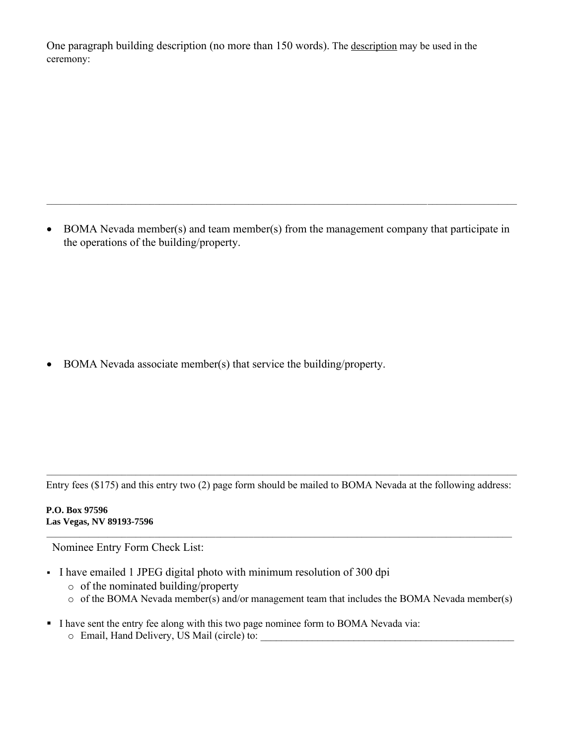One paragraph building description (no more than 150 words). The description may be used in the ceremony:

---

- BOMA Nevada member(s) and team member(s) from the management company that participate in the operations of the building/property.

- BOMA Nevada associate member(s) that service the building/property.

---

Entry fees ($175) and this entry two (2) page form should be mailed to BOMA Nevada at the following address:

**P.O. Box 97596**
**Las Vegas, NV 89193-7596**

---

Nominee Entry Form Check List:

- I have emailed 1 JPEG digital photo with minimum resolution of 300 dpi
  - of the nominated building/property
  - of the BOMA Nevada member(s) and/or management team that includes the BOMA Nevada member(s)

- I have sent the entry fee along with this two page nominee form to BOMA Nevada via:
  - Email, Hand Delivery, US Mail (circle) to: ____________________________________________________